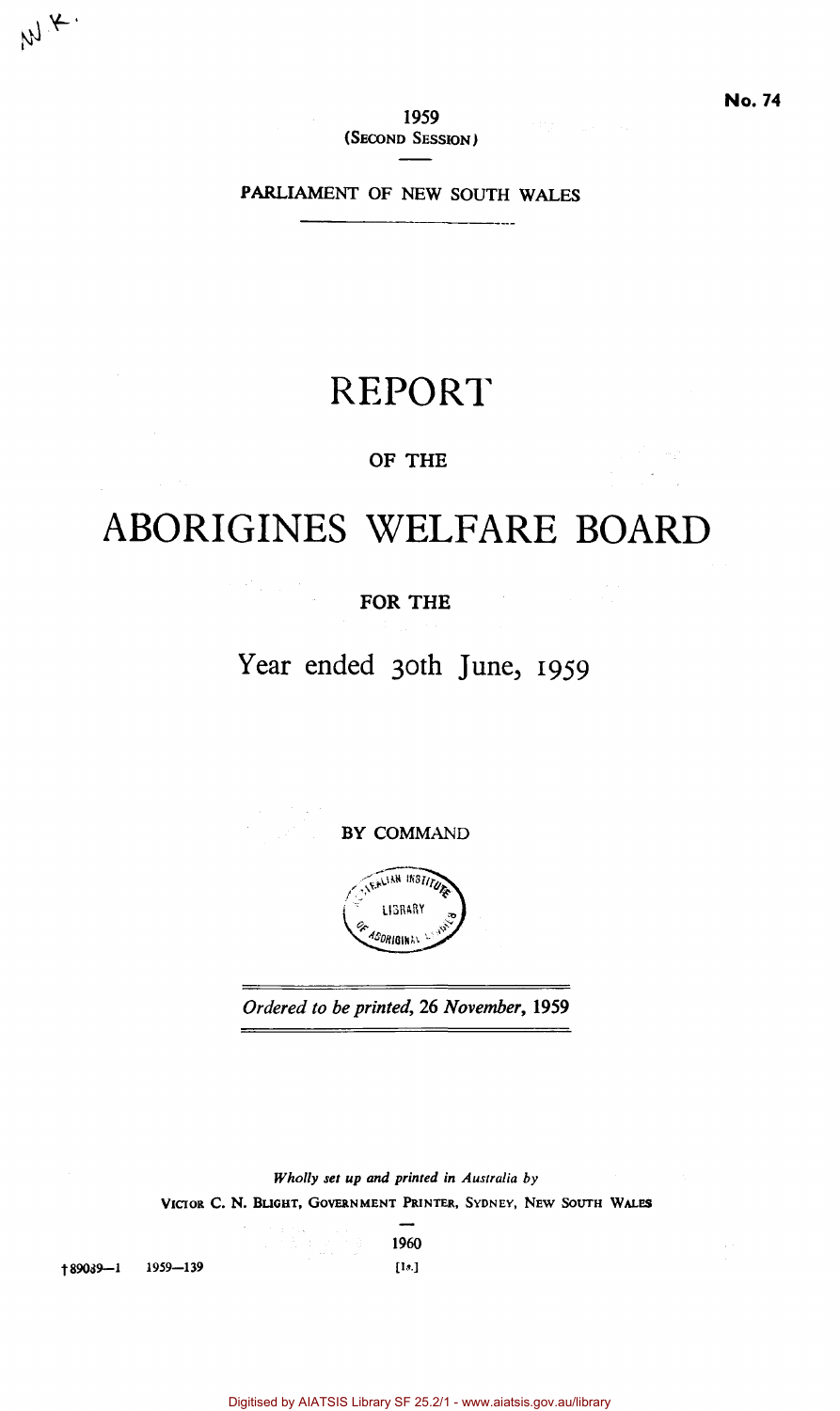No. 74

1959
(SECOND SESSION)

PARLIAMENT OF NEW SOUTH WALES

# REPORT

OF THE

# ABORIGINES WELFARE BOARD

FOR THE

## Year ended 30th June, 1959

BY COMMAND

*Ordered to be printed, 26 November, 1959*

*Wholly set up and printed in Australia by*
VICTOR C. N. BLIGHT, GOVERNMENT PRINTER, SYDNEY, NEW SOUTH WALES

1960

†89039—1 1959—139 [1s.]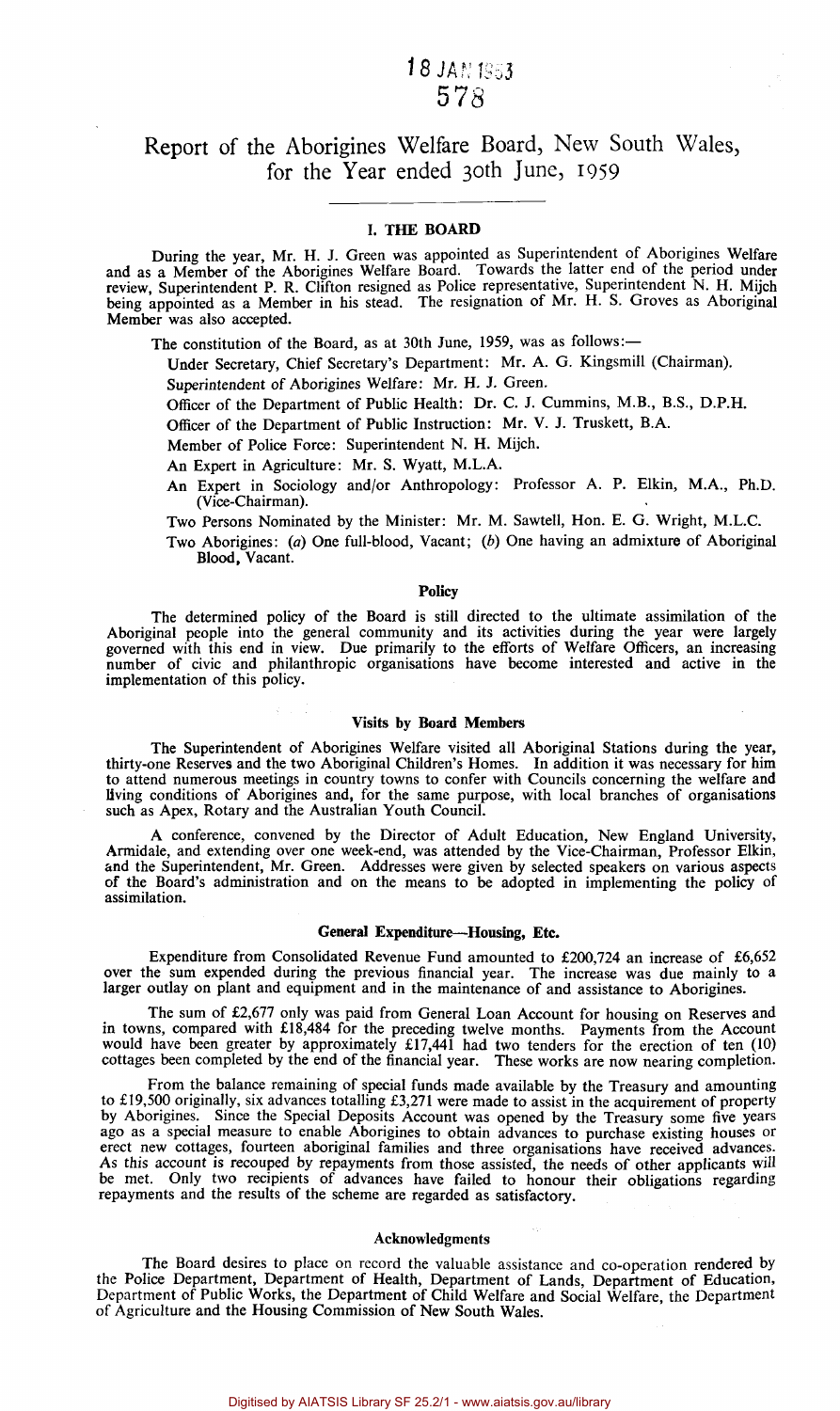# Report of the Aborigines Welfare Board, New South Wales, for the Year ended 30th June, 1959

## I. THE BOARD

During the year, Mr. H. J. Green was appointed as Superintendent of Aborigines Welfare and as a Member of the Aborigines Welfare Board. Towards the latter end of the period under review, Superintendent P. R. Clifton resigned as Police representative, Superintendent N. H. Mijch being appointed as a Member in his stead. The resignation of Mr. H. S. Groves as Aboriginal Member was also accepted.

The constitution of the Board, as at 30th June, 1959, was as follows:—

Under Secretary, Chief Secretary's Department: Mr. A. G. Kingsmill (Chairman).

Superintendent of Aborigines Welfare: Mr. H. J. Green.

Officer of the Department of Public Health: Dr. C. J. Cummins, M.B., B.S., D.P.H.

Officer of the Department of Public Instruction: Mr. V. J. Truskett, B.A.

Member of Police Force: Superintendent N. H. Mijch.

An Expert in Agriculture: Mr. S. Wyatt, M.L.A.

An Expert in Sociology and/or Anthropology: Professor A. P. Elkin, M.A., Ph.D. (Vice-Chairman).

Two Persons Nominated by the Minister: Mr. M. Sawtell, Hon. E. G. Wright, M.L.C.

Two Aborigines: (*a*) One full-blood, Vacant; (*b*) One having an admixture of Aboriginal Blood, Vacant.

### Policy

The determined policy of the Board is still directed to the ultimate assimilation of the Aboriginal people into the general community and its activities during the year were largely governed with this end in view. Due primarily to the efforts of Welfare Officers, an increasing number of civic and philanthropic organisations have become interested and active in the implementation of this policy.

### Visits by Board Members

The Superintendent of Aborigines Welfare visited all Aboriginal Stations during the year, thirty-one Reserves and the two Aboriginal Children's Homes. In addition it was necessary for him to attend numerous meetings in country towns to confer with Councils concerning the welfare and living conditions of Aborigines and, for the same purpose, with local branches of organisations such as Apex, Rotary and the Australian Youth Council.

A conference, convened by the Director of Adult Education, New England University, Armidale, and extending over one week-end, was attended by the Vice-Chairman, Professor Elkin, and the Superintendent, Mr. Green. Addresses were given by selected speakers on various aspects of the Board's administration and on the means to be adopted in implementing the policy of assimilation.

### General Expenditure—Housing, Etc.

Expenditure from Consolidated Revenue Fund amounted to £200,724 an increase of £6,652 over the sum expended during the previous financial year. The increase was due mainly to a larger outlay on plant and equipment and in the maintenance of and assistance to Aborigines.

The sum of £2,677 only was paid from General Loan Account for housing on Reserves and in towns, compared with £18,484 for the preceding twelve months. Payments from the Account would have been greater by approximately £17,441 had two tenders for the erection of ten (10) cottages been completed by the end of the financial year. These works are now nearing completion.

From the balance remaining of special funds made available by the Treasury and amounting to £19,500 originally, six advances totalling £3,271 were made to assist in the acquirement of property by Aborigines. Since the Special Deposits Account was opened by the Treasury some five years ago as a special measure to enable Aborigines to obtain advances to purchase existing houses or erect new cottages, fourteen aboriginal families and three organisations have received advances. As this account is recouped by repayments from those assisted, the needs of other applicants will be met. Only two recipients of advances have failed to honour their obligations regarding repayments and the results of the scheme are regarded as satisfactory.

### Acknowledgments

The Board desires to place on record the valuable assistance and co-operation rendered by the Police Department, Department of Health, Department of Lands, Department of Education, Department of Public Works, the Department of Child Welfare and Social Welfare, the Department of Agriculture and the Housing Commission of New South Wales.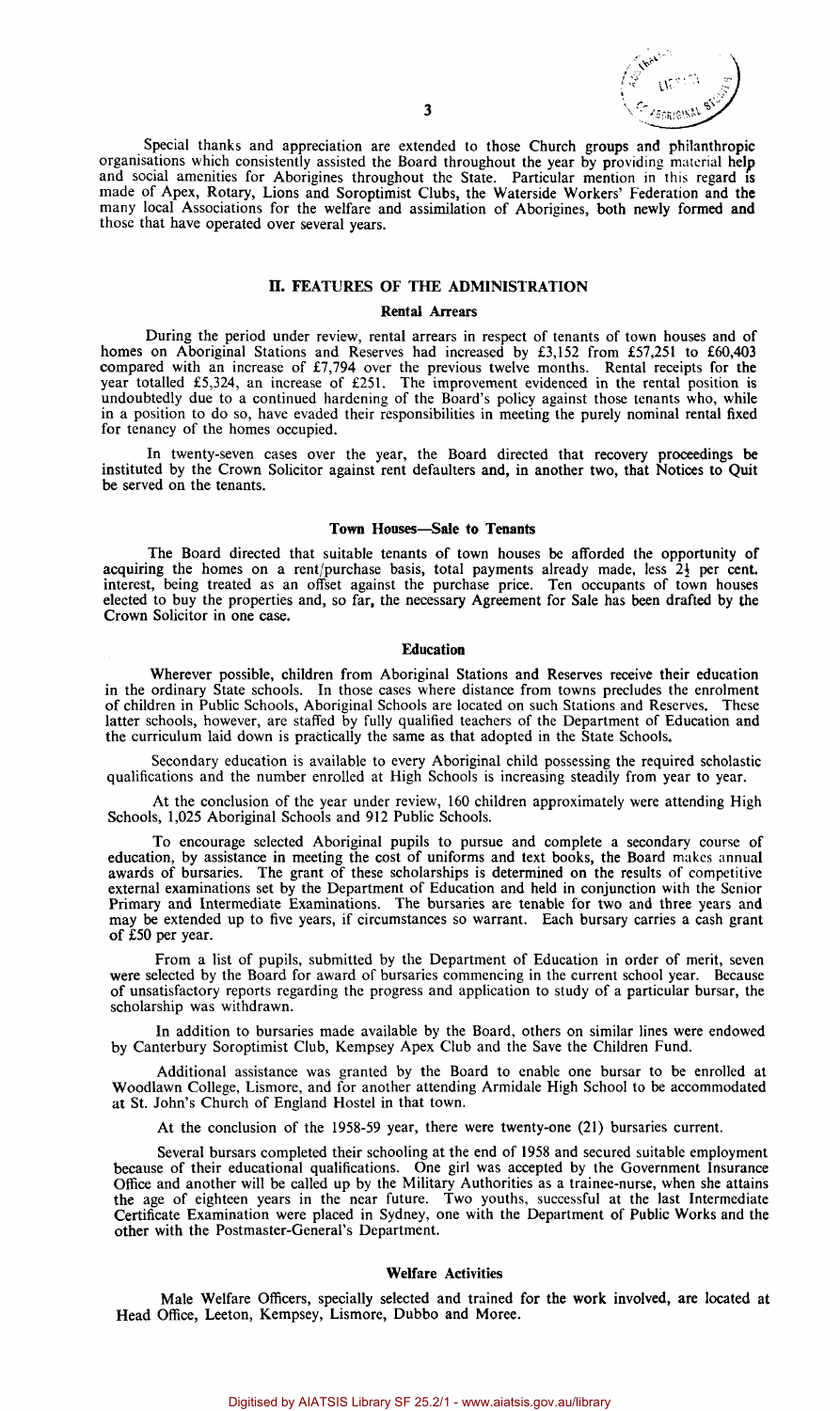Special thanks and appreciation are extended to those Church groups and philanthropic organisations which consistently assisted the Board throughout the year by providing material help and social amenities for Aborigines throughout the State. Particular mention in this regard is made of Apex, Rotary, Lions and Soroptimist Clubs, the Waterside Workers' Federation and the many local Associations for the welfare and assimilation of Aborigines, both newly formed and those that have operated over several years.

## II. FEATURES OF THE ADMINISTRATION

### Rental Arrears

During the period under review, rental arrears in respect of tenants of town houses and of homes on Aboriginal Stations and Reserves had increased by £3,152 from £57,251 to £60,403 compared with an increase of £7,794 over the previous twelve months. Rental receipts for the year totalled £5,324, an increase of £251. The improvement evidenced in the rental position is undoubtedly due to a continued hardening of the Board's policy against those tenants who, while in a position to do so, have evaded their responsibilities in meeting the purely nominal rental fixed for tenancy of the homes occupied.

In twenty-seven cases over the year, the Board directed that recovery proceedings be instituted by the Crown Solicitor against rent defaulters and, in another two, that Notices to Quit be served on the tenants.

### Town Houses—Sale to Tenants

The Board directed that suitable tenants of town houses be afforded the opportunity of acquiring the homes on a rent/purchase basis, total payments already made, less 2½ per cent. interest, being treated as an offset against the purchase price. Ten occupants of town houses elected to buy the properties and, so far, the necessary Agreement for Sale has been drafted by the Crown Solicitor in one case.

### Education

Wherever possible, children from Aboriginal Stations and Reserves receive their education in the ordinary State schools. In those cases where distance from towns precludes the enrolment of children in Public Schools, Aboriginal Schools are located on such Stations and Reserves. These latter schools, however, are staffed by fully qualified teachers of the Department of Education and the curriculum laid down is practically the same as that adopted in the State Schools.

Secondary education is available to every Aboriginal child possessing the required scholastic qualifications and the number enrolled at High Schools is increasing steadily from year to year.

At the conclusion of the year under review, 160 children approximately were attending High Schools, 1,025 Aboriginal Schools and 912 Public Schools.

To encourage selected Aboriginal pupils to pursue and complete a secondary course of education, by assistance in meeting the cost of uniforms and text books, the Board makes annual awards of bursaries. The grant of these scholarships is determined on the results of competitive external examinations set by the Department of Education and held in conjunction with the Senior Primary and Intermediate Examinations. The bursaries are tenable for two and three years and may be extended up to five years, if circumstances so warrant. Each bursary carries a cash grant of £50 per year.

From a list of pupils, submitted by the Department of Education in order of merit, seven were selected by the Board for award of bursaries commencing in the current school year. Because of unsatisfactory reports regarding the progress and application to study of a particular bursar, the scholarship was withdrawn.

In addition to bursaries made available by the Board, others on similar lines were endowed by Canterbury Soroptimist Club, Kempsey Apex Club and the Save the Children Fund.

Additional assistance was granted by the Board to enable one bursar to be enrolled at Woodlawn College, Lismore, and for another attending Armidale High School to be accommodated at St. John's Church of England Hostel in that town.

At the conclusion of the 1958-59 year, there were twenty-one (21) bursaries current.

Several bursars completed their schooling at the end of 1958 and secured suitable employment because of their educational qualifications. One girl was accepted by the Government Insurance Office and another will be called up by the Military Authorities as a trainee-nurse, when she attains the age of eighteen years in the near future. Two youths, successful at the last Intermediate Certificate Examination were placed in Sydney, one with the Department of Public Works and the other with the Postmaster-General's Department.

### Welfare Activities

Male Welfare Officers, specially selected and trained for the work involved, are located at Head Office, Leeton, Kempsey, Lismore, Dubbo and Moree.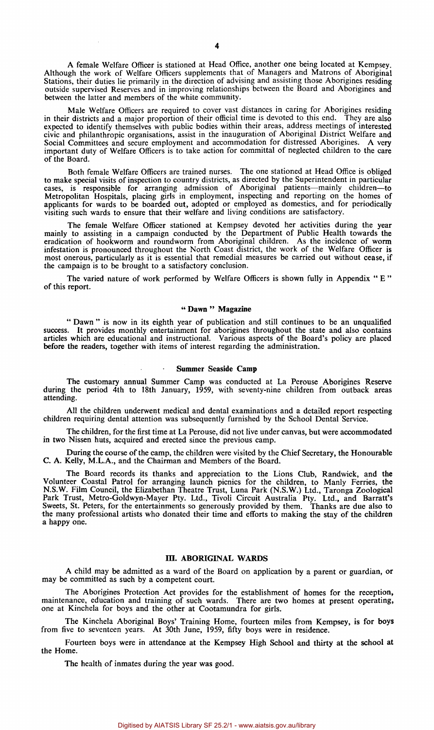A female Welfare Officer is stationed at Head Office, another one being located at Kempsey. Although the work of Welfare Officers supplements that of Managers and Matrons of Aboriginal Stations, their duties lie primarily in the direction of advising and assisting those Aborigines residing outside supervised Reserves and in improving relationships between the Board and Aborigines and between the latter and members of the white community.

Male Welfare Officers are required to cover vast distances in caring for Aborigines residing in their districts and a major proportion of their official time is devoted to this end. They are also expected to identify themselves with public bodies within their areas, address meetings of interested civic and philanthropic organisations, assist in the inauguration of Aboriginal District Welfare and Social Committees and secure employment and accommodation for distressed Aborigines. A very important duty of Welfare Officers is to take action for committal of neglected children to the care of the Board.

Both female Welfare Officers are trained nurses. The one stationed at Head Office is obliged to make special visits of inspection to country districts, as directed by the Superintendent in particular cases, is responsible for arranging admission of Aboriginal patients—mainly children—to Metropolitan Hospitals, placing girls in employment, inspecting and reporting on the homes of applicants for wards to be boarded out, adopted or employed as domestics, and for periodically visiting such wards to ensure that their welfare and living conditions are satisfactory.

The female Welfare Officer stationed at Kempsey devoted her activities during the year mainly to assisting in a campaign conducted by the Department of Public Health towards the eradication of hookworm and roundworm from Aboriginal children. As the incidence of worm infestation is pronounced throughout the North Coast district, the work of the Welfare Officer is most onerous, particularly as it is essential that remedial measures be carried out without cease, if the campaign is to be brought to a satisfactory conclusion.

The varied nature of work performed by Welfare Officers is shown fully in Appendix " E " of this report.

### " Dawn " Magazine

" Dawn " is now in its eighth year of publication and still continues to be an unqualified success. It provides monthly entertainment for aborigines throughout the state and also contains articles which are educational and instructional. Various aspects of the Board's policy are placed before the readers, together with items of interest regarding the administration.

### Summer Seaside Camp

The customary annual Summer Camp was conducted at La Perouse Aborigines Reserve during the period 4th to 18th January, 1959, with seventy-nine children from outback areas attending.

All the children underwent medical and dental examinations and a detailed report respecting children requiring dental attention was subsequently furnished by the School Dental Service.

The children, for the first time at La Perouse, did not live under canvas, but were accommodated in two Nissen huts, acquired and erected since the previous camp.

During the course of the camp, the children were visited by the Chief Secretary, the Honourable C. A. Kelly, M.L.A., and the Chairman and Members of the Board.

The Board records its thanks and appreciation to the Lions Club, Randwick, and the Volunteer Coastal Patrol for arranging launch picnics for the children, to Manly Ferries, the N.S.W. Film Council, the Elizabethan Theatre Trust, Luna Park (N.S.W.) Ltd., Taronga Zoological Park Trust, Metro-Goldwyn-Mayer Pty. Ltd., Tivoli Circuit Australia Pty. Ltd., and Barratt's Sweets, St. Peters, for the entertainments so generously provided by them. Thanks are due also to the many professional artists who donated their time and efforts to making the stay of the children a happy one.

## III. ABORIGINAL WARDS

A child may be admitted as a ward of the Board on application by a parent or guardian, or may be committed as such by a competent court.

The Aborigines Protection Act provides for the establishment of homes for the reception, maintenance, education and training of such wards. There are two homes at present operating, one at Kinchela for boys and the other at Cootamundra for girls.

The Kinchela Aboriginal Boys' Training Home, fourteen miles from Kempsey, is for boys from five to seventeen years. At 30th June, 1959, fifty boys were in residence.

Fourteen boys were in attendance at the Kempsey High School and thirty at the school at the Home.

The health of inmates during the year was good.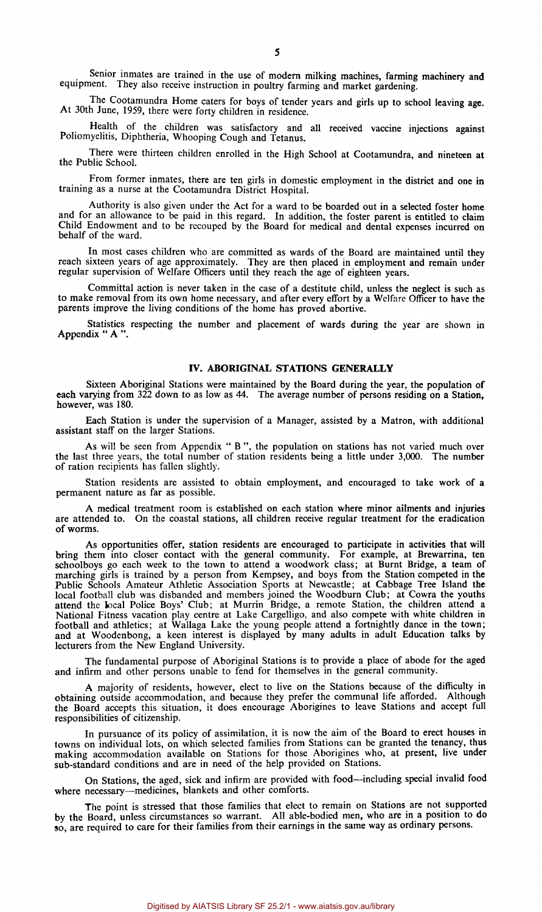Senior inmates are trained in the use of modern milking machines, farming machinery and equipment. They also receive instruction in poultry farming and market gardening.

The Cootamundra Home caters for boys of tender years and girls up to school leaving age. At 30th June, 1959, there were forty children in residence.

Health of the children was satisfactory and all received vaccine injections against Poliomyelitis, Diphtheria, Whooping Cough and Tetanus.

There were thirteen children enrolled in the High School at Cootamundra, and nineteen at the Public School.

From former inmates, there are ten girls in domestic employment in the district and one in training as a nurse at the Cootamundra District Hospital.

Authority is also given under the Act for a ward to be boarded out in a selected foster home and for an allowance to be paid in this regard. In addition, the foster parent is entitled to claim Child Endowment and to be recouped by the Board for medical and dental expenses incurred on behalf of the ward.

In most cases children who are committed as wards of the Board are maintained until they reach sixteen years of age approximately. They are then placed in employment and remain under regular supervision of Welfare Officers until they reach the age of eighteen years.

Committal action is never taken in the case of a destitute child, unless the neglect is such as to make removal from its own home necessary, and after every effort by a Welfare Officer to have the parents improve the living conditions of the home has proved abortive.

Statistics respecting the number and placement of wards during the year are shown in Appendix " A ".

## IV. ABORIGINAL STATIONS GENERALLY

Sixteen Aboriginal Stations were maintained by the Board during the year, the population of each varying from 322 down to as low as 44. The average number of persons residing on a Station, however, was 180.

Each Station is under the supervision of a Manager, assisted by a Matron, with additional assistant staff on the larger Stations.

As will be seen from Appendix " B ", the population on stations has not varied much over the last three years, the total number of station residents being a little under 3,000. The number of ration recipients has fallen slightly.

Station residents are assisted to obtain employment, and encouraged to take work of a permanent nature as far as possible.

A medical treatment room is established on each station where minor ailments and injuries are attended to. On the coastal stations, all children receive regular treatment for the eradication of worms.

As opportunities offer, station residents are encouraged to participate in activities that will bring them into closer contact with the general community. For example, at Brewarrina, ten schoolboys go each week to the town to attend a woodwork class; at Burnt Bridge, a team of marching girls is trained by a person from Kempsey, and boys from the Station competed in the Public Schools Amateur Athletic Association Sports at Newcastle; at Cabbage Tree Island the local football club was disbanded and members joined the Woodburn Club; at Cowra the youths attend the local Police Boys' Club; at Murrin Bridge, a remote Station, the children attend a National Fitness vacation play centre at Lake Cargelligo, and also compete with white children in football and athletics; at Wallaga Lake the young people attend a fortnightly dance in the town; and at Woodenbong, a keen interest is displayed by many adults in adult Education talks by lecturers from the New England University.

The fundamental purpose of Aboriginal Stations is to provide a place of abode for the aged and infirm and other persons unable to fend for themselves in the general community.

A majority of residents, however, elect to live on the Stations because of the difficulty in obtaining outside accommodation, and because they prefer the communal life afforded. Although the Board accepts this situation, it does encourage Aborigines to leave Stations and accept full responsibilities of citizenship.

In pursuance of its policy of assimilation, it is now the aim of the Board to erect houses in towns on individual lots, on which selected families from Stations can be granted the tenancy, thus making accommodation available on Stations for those Aborigines who, at present, live under sub-standard conditions and are in need of the help provided on Stations.

On Stations, the aged, sick and infirm are provided with food—including special invalid food where necessary—medicines, blankets and other comforts.

The point is stressed that those families that elect to remain on Stations are not supported by the Board, unless circumstances so warrant. All able-bodied men, who are in a position to do so, are required to care for their families from their earnings in the same way as ordinary persons.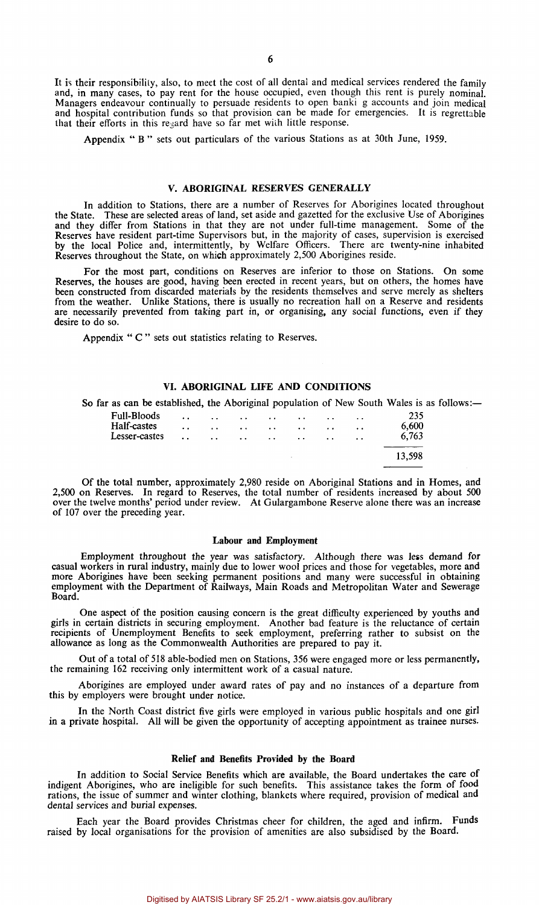It is their responsibility, also, to meet the cost of all dental and medical services rendered the family and, in many cases, to pay rent for the house occupied, even though this rent is purely nominal. Managers endeavour continually to persuade residents to open banki g accounts and join medical and hospital contribution funds so that provision can be made for emergencies. It is regrettable that their efforts in this regard have so far met with little response.

Appendix " B " sets out particulars of the various Stations as at 30th June, 1959.

## V. ABORIGINAL RESERVES GENERALLY

In addition to Stations, there are a number of Reserves for Aborigines located throughout the State. These are selected areas of land, set aside and gazetted for the exclusive Use of Aborigines and they differ from Stations in that they are not under full-time management. Some of the Reserves have resident part-time Supervisors but, in the majority of cases, supervision is exercised by the local Police and, intermittently, by Welfare Officers. There are twenty-nine inhabited Reserves throughout the State, on which approximately 2,500 Aborigines reside.

For the most part, conditions on Reserves are inferior to those on Stations. On some Reserves, the houses are good, having been erected in recent years, but on others, the homes have been constructed from discarded materials by the residents themselves and serve merely as shelters from the weather. Unlike Stations, there is usually no recreation hall on a Reserve and residents are necessarily prevented from taking part in, or organising, any social functions, even if they desire to do so.

Appendix " C " sets out statistics relating to Reserves.

## VI. ABORIGINAL LIFE AND CONDITIONS

So far as can be established, the Aboriginal population of New South Wales is as follows:—

| | |
|---|---|
| Full-Bloods | 235 |
| Half-castes | 6,600 |
| Lesser-castes | 6,763 |
| | 13,598 |

Of the total number, approximately 2,980 reside on Aboriginal Stations and in Homes, and 2,500 on Reserves. In regard to Reserves, the total number of residents increased by about 500 over the twelve months' period under review. At Gulargambone Reserve alone there was an increase of 107 over the preceding year.

### Labour and Employment

Employment throughout the year was satisfactory. Although there was less demand for casual workers in rural industry, mainly due to lower wool prices and those for vegetables, more and more Aborigines have been seeking permanent positions and many were successful in obtaining employment with the Department of Railways, Main Roads and Metropolitan Water and Sewerage Board.

One aspect of the position causing concern is the great difficulty experienced by youths and girls in certain districts in securing employment. Another bad feature is the reluctance of certain recipients of Unemployment Benefits to seek employment, preferring rather to subsist on the allowance as long as the Commonwealth Authorities are prepared to pay it.

Out of a total of 518 able-bodied men on Stations, 356 were engaged more or less permanently, the remaining 162 receiving only intermittent work of a casual nature.

Aborigines are employed under award rates of pay and no instances of a departure from this by employers were brought under notice.

In the North Coast district five girls were employed in various public hospitals and one girl in a private hospital. All will be given the opportunity of accepting appointment as trainee nurses.

### Relief and Benefits Provided by the Board

In addition to Social Service Benefits which are available, the Board undertakes the care of indigent Aborigines, who are ineligible for such benefits. This assistance takes the form of food rations, the issue of summer and winter clothing, blankets where required, provision of medical and dental services and burial expenses.

Each year the Board provides Christmas cheer for children, the aged and infirm. Funds raised by local organisations for the provision of amenities are also subsidised by the Board.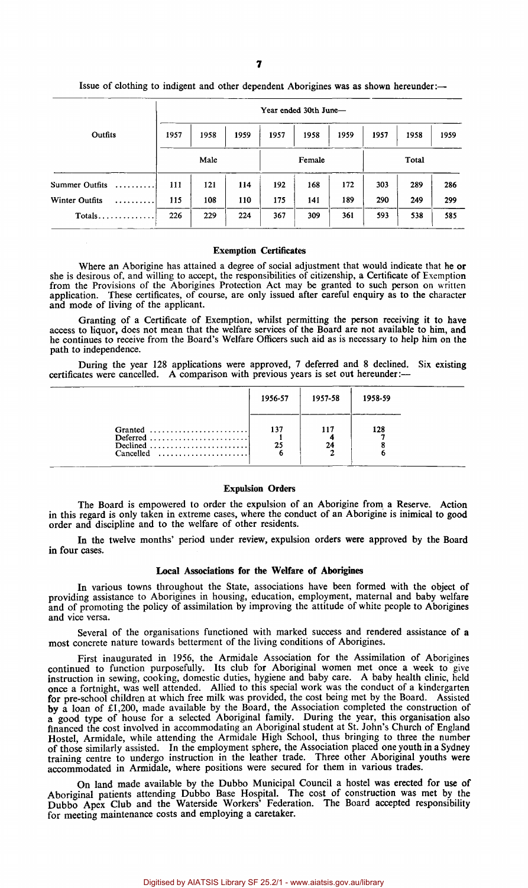Issue of clothing to indigent and other dependent Aborigines was as shown hereunder:—

| Outfits | Year ended 30th June— | | | | | | | | |
|---|---|---|---|---|---|---|---|---|---|
| | 1957 | 1958 | 1959 | 1957 | 1958 | 1959 | 1957 | 1958 | 1959 |
| | Male | | | Female | | | Total | | |
| Summer Outfits | 111 | 121 | 114 | 192 | 168 | 172 | 303 | 289 | 286 |
| Winter Outfits | 115 | 108 | 110 | 175 | 141 | 189 | 290 | 249 | 299 |
| Totals | 226 | 229 | 224 | 367 | 309 | 361 | 593 | 538 | 585 |

### Exemption Certificates

Where an Aborigine has attained a degree of social adjustment that would indicate that he or she is desirous of, and willing to accept, the responsibilities of citizenship, a Certificate of Exemption from the Provisions of the Aborigines Protection Act may be granted to such person on written application. These certificates, of course, are only issued after careful enquiry as to the character and mode of living of the applicant.

Granting of a Certificate of Exemption, whilst permitting the person receiving it to have access to liquor, does not mean that the welfare services of the Board are not available to him, and he continues to receive from the Board's Welfare Officers such aid as is necessary to help him on the path to independence.

During the year 128 applications were approved, 7 deferred and 8 declined. Six existing certificates were cancelled. A comparison with previous years is set out hereunder:—

| | 1956-57 | 1957-58 | 1958-59 |
|---|---|---|---|
| Granted | 137 | 117 | 128 |
| Deferred | 1 | 4 | 7 |
| Declined | 25 | 24 | 8 |
| Cancelled | 6 | 2 | 6 |

### Expulsion Orders

The Board is empowered to order the expulsion of an Aborigine from a Reserve. Action in this regard is only taken in extreme cases, where the conduct of an Aborigine is inimical to good order and discipline and to the welfare of other residents.

In the twelve months' period under review, expulsion orders were approved by the Board in four cases.

### Local Associations for the Welfare of Aborigines

In various towns throughout the State, associations have been formed with the object of providing assistance to Aborigines in housing, education, employment, maternal and baby welfare and of promoting the policy of assimilation by improving the attitude of white people to Aborigines and vice versa.

Several of the organisations functioned with marked success and rendered assistance of a most concrete nature towards betterment of the living conditions of Aborigines.

First inaugurated in 1956, the Armidale Association for the Assimilation of Aborigines continued to function purposefully. Its club for Aboriginal women met once a week to give instruction in sewing, cooking, domestic duties, hygiene and baby care. A baby health clinic, held once a fortnight, was well attended. Allied to this special work was the conduct of a kindergarten for pre-school children at which free milk was provided, the cost being met by the Board. Assisted by a loan of £1,200, made available by the Board, the Association completed the construction of a good type of house for a selected Aboriginal family. During the year, this organisation also financed the cost involved in accommodating an Aboriginal student at St. John's Church of England Hostel, Armidale, while attending the Armidale High School, thus bringing to three the number of those similarly assisted. In the employment sphere, the Association placed one youth in a Sydney training centre to undergo instruction in the leather trade. Three other Aboriginal youths were accommodated in Armidale, where positions were secured for them in various trades.

On land made available by the Dubbo Municipal Council a hostel was erected for use of Aboriginal patients attending Dubbo Base Hospital. The cost of construction was met by the Dubbo Apex Club and the Waterside Workers' Federation. The Board accepted responsibility for meeting maintenance costs and employing a caretaker.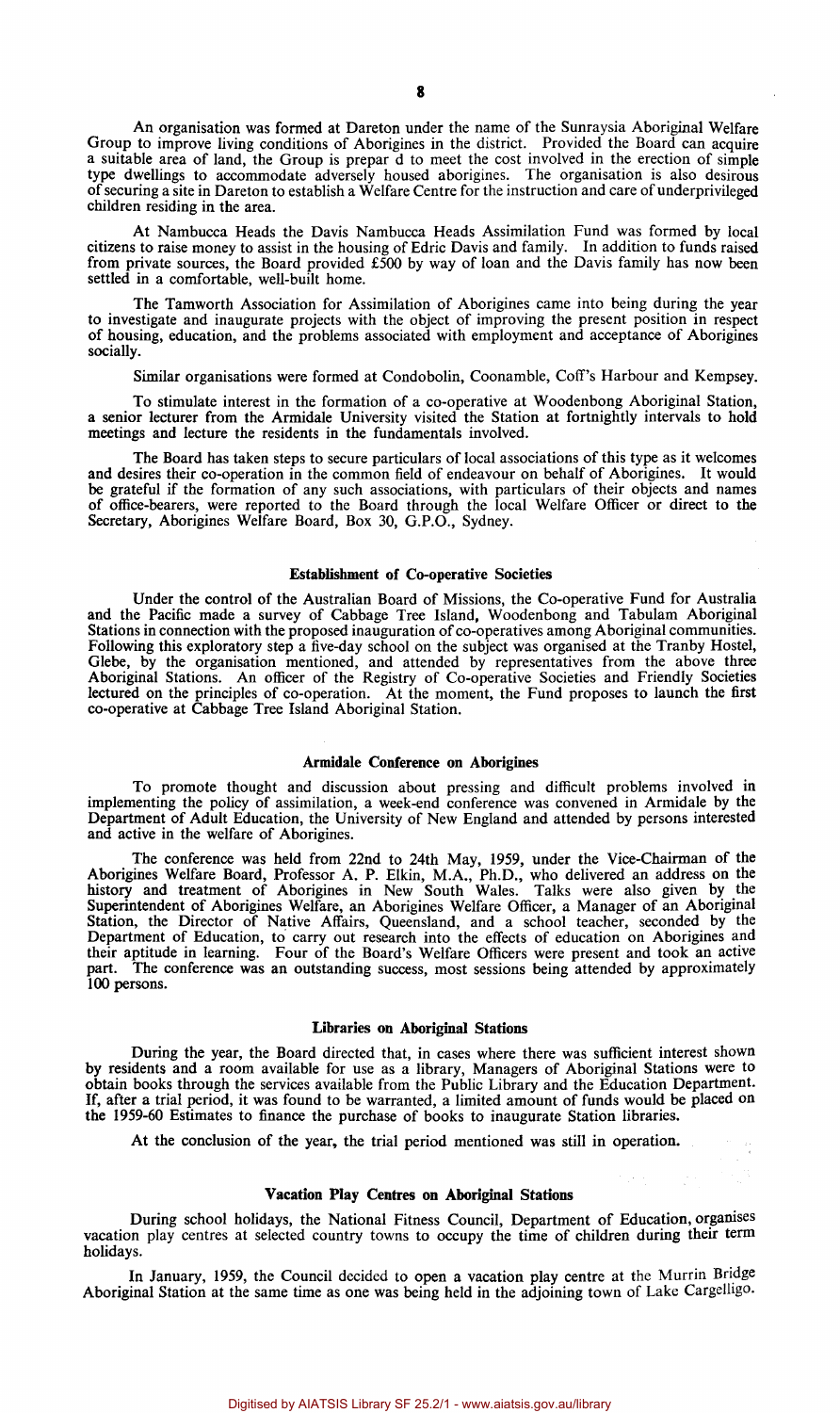An organisation was formed at Dareton under the name of the Sunraysia Aboriginal Welfare Group to improve living conditions of Aborigines in the district. Provided the Board can acquire a suitable area of land, the Group is prepar d to meet the cost involved in the erection of simple type dwellings to accommodate adversely housed aborigines. The organisation is also desirous of securing a site in Dareton to establish a Welfare Centre for the instruction and care of underprivileged children residing in the area.

At Nambucca Heads the Davis Nambucca Heads Assimilation Fund was formed by local citizens to raise money to assist in the housing of Edric Davis and family. In addition to funds raised from private sources, the Board provided £500 by way of loan and the Davis family has now been settled in a comfortable, well-built home.

The Tamworth Association for Assimilation of Aborigines came into being during the year to investigate and inaugurate projects with the object of improving the present position in respect of housing, education, and the problems associated with employment and acceptance of Aborigines socially.

Similar organisations were formed at Condobolin, Coonamble, Coff's Harbour and Kempsey.

To stimulate interest in the formation of a co-operative at Woodenbong Aboriginal Station, a senior lecturer from the Armidale University visited the Station at fortnightly intervals to hold meetings and lecture the residents in the fundamentals involved.

The Board has taken steps to secure particulars of local associations of this type as it welcomes and desires their co-operation in the common field of endeavour on behalf of Aborigines. It would be grateful if the formation of any such associations, with particulars of their objects and names of office-bearers, were reported to the Board through the local Welfare Officer or direct to the Secretary, Aborigines Welfare Board, Box 30, G.P.O., Sydney.

### Establishment of Co-operative Societies

Under the control of the Australian Board of Missions, the Co-operative Fund for Australia and the Pacific made a survey of Cabbage Tree Island, Woodenbong and Tabulam Aboriginal Stations in connection with the proposed inauguration of co-operatives among Aboriginal communities. Following this exploratory step a five-day school on the subject was organised at the Tranby Hostel, Glebe, by the organisation mentioned, and attended by representatives from the above three Aboriginal Stations. An officer of the Registry of Co-operative Societies and Friendly Societies lectured on the principles of co-operation. At the moment, the Fund proposes to launch the first co-operative at Cabbage Tree Island Aboriginal Station.

### Armidale Conference on Aborigines

To promote thought and discussion about pressing and difficult problems involved in implementing the policy of assimilation, a week-end conference was convened in Armidale by the Department of Adult Education, the University of New England and attended by persons interested and active in the welfare of Aborigines.

The conference was held from 22nd to 24th May, 1959, under the Vice-Chairman of the Aborigines Welfare Board, Professor A. P. Elkin, M.A., Ph.D., who delivered an address on the history and treatment of Aborigines in New South Wales. Talks were also given by the Superintendent of Aborigines Welfare, an Aborigines Welfare Officer, a Manager of an Aboriginal Station, the Director of Native Affairs, Queensland, and a school teacher, seconded by the Department of Education, to carry out research into the effects of education on Aborigines and their aptitude in learning. Four of the Board's Welfare Officers were present and took an active part. The conference was an outstanding success, most sessions being attended by approximately 100 persons.

### Libraries on Aboriginal Stations

During the year, the Board directed that, in cases where there was sufficient interest shown by residents and a room available for use as a library, Managers of Aboriginal Stations were to obtain books through the services available from the Public Library and the Education Department. If, after a trial period, it was found to be warranted, a limited amount of funds would be placed on the 1959-60 Estimates to finance the purchase of books to inaugurate Station libraries.

At the conclusion of the year, the trial period mentioned was still in operation.

### Vacation Play Centres on Aboriginal Stations

During school holidays, the National Fitness Council, Department of Education, organises vacation play centres at selected country towns to occupy the time of children during their term holidays.

In January, 1959, the Council decided to open a vacation play centre at the Murrin Bridge Aboriginal Station at the same time as one was being held in the adjoining town of Lake Cargelligo.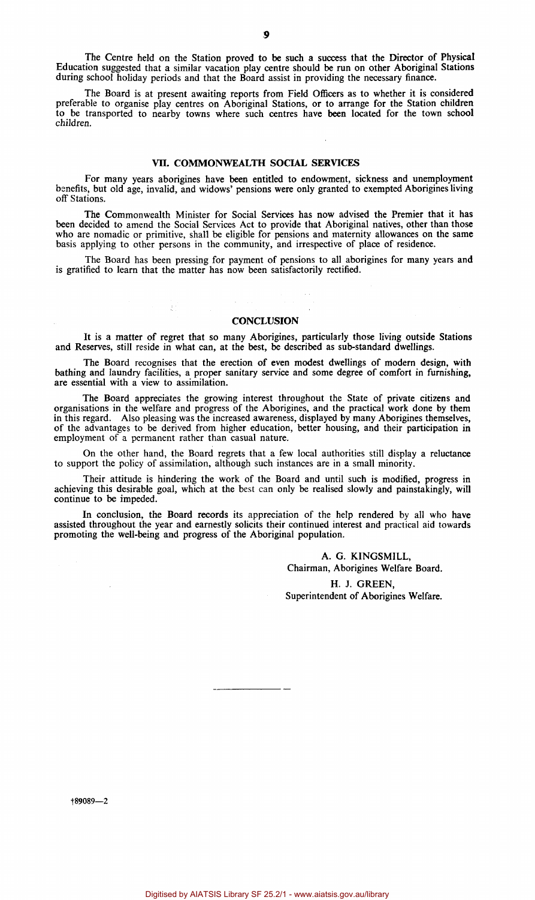The Centre held on the Station proved to be such a success that the Director of Physical Education suggested that a similar vacation play centre should be run on other Aboriginal Stations during school holiday periods and that the Board assist in providing the necessary finance.

The Board is at present awaiting reports from Field Officers as to whether it is considered preferable to organise play centres on Aboriginal Stations, or to arrange for the Station children to be transported to nearby towns where such centres have been located for the town school children.

## VII. COMMONWEALTH SOCIAL SERVICES

For many years aborigines have been entitled to endowment, sickness and unemployment benefits, but old age, invalid, and widows' pensions were only granted to exempted Aborigines living off Stations.

The Commonwealth Minister for Social Services has now advised the Premier that it has been decided to amend the Social Services Act to provide that Aboriginal natives, other than those who are nomadic or primitive, shall be eligible for pensions and maternity allowances on the same basis applying to other persons in the community, and irrespective of place of residence.

The Board has been pressing for payment of pensions to all aborigines for many years and is gratified to learn that the matter has now been satisfactorily rectified.

## CONCLUSION

It is a matter of regret that so many Aborigines, particularly those living outside Stations and Reserves, still reside in what can, at the best, be described as sub-standard dwellings.

The Board recognises that the erection of even modest dwellings of modern design, with bathing and laundry facilities, a proper sanitary service and some degree of comfort in furnishing, are essential with a view to assimilation.

The Board appreciates the growing interest throughout the State of private citizens and organisations in the welfare and progress of the Aborigines, and the practical work done by them in this regard. Also pleasing was the increased awareness, displayed by many Aborigines themselves, of the advantages to be derived from higher education, better housing, and their participation in employment of a permanent rather than casual nature.

On the other hand, the Board regrets that a few local authorities still display a reluctance to support the policy of assimilation, although such instances are in a small minority.

Their attitude is hindering the work of the Board and until such is modified, progress in achieving this desirable goal, which at the best can only be realised slowly and painstakingly, will continue to be impeded.

In conclusion, the Board records its appreciation of the help rendered by all who have assisted throughout the year and earnestly solicits their continued interest and practical aid towards promoting the well-being and progress of the Aboriginal population.

A. G. KINGSMILL,
Chairman, Aborigines Welfare Board.

H. J. GREEN,
Superintendent of Aborigines Welfare.

†89089—2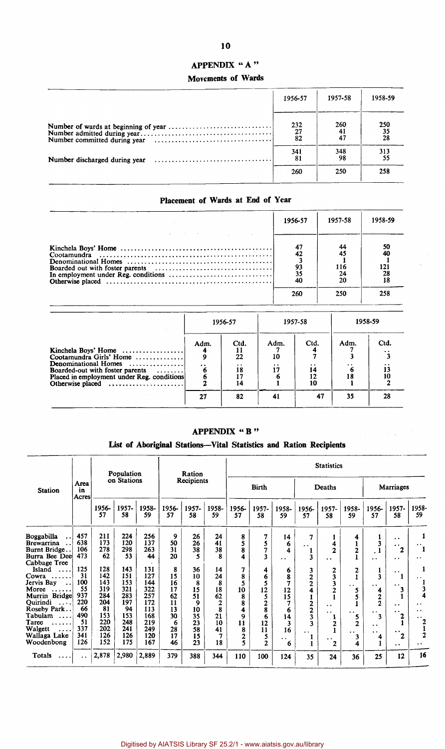## APPENDIX "A"

### Movements of Wards

| | 1956-57 | 1957-58 | 1958-59 |
|---|---|---|---|
| Number of wards at beginning of year | 232 | 260 | 250 |
| Number admitted during year | 27 | 41 | 35 |
| Number committed during year | 82 | 47 | 28 |
| | 341 | 348 | 313 |
| Number discharged during year | 81 | 98 | 55 |
| | 260 | 250 | 258 |

### Placement of Wards at End of Year

| | 1956-57 | 1957-58 | 1958-59 |
|---|---|---|---|
| Kinchela Boys' Home | 47 | 44 | 50 |
| Cootamundra | 42 | 45 | 40 |
| Denominational Homes | 3 | 1 | 1 |
| Boarded out with foster parents | 93 | 116 | 121 |
| In employment under Reg. conditions | 35 | 24 | 28 |
| Otherwise placed | 40 | 20 | 18 |
| | 260 | 250 | 258 |

| | 1956-57 | | 1957-58 | | 1958-59 | |
|---|---|---|---|---|---|---|
| | Adm. | Ctd. | Adm. | Ctd. | Adm. | Ctd. |
| Kinchela Boys' Home | 4 | 11 | 7 | 4 | 7 | .. |
| Cootamundra Girls' Home | 9 | 22 | 10 | 7 | 3 | 3 |
| Denominational Homes | .. | .. | .. | .. | .. | .. |
| Boarded-out with foster parents | 6 | 18 | 17 | 14 | 6 | 13 |
| Placed in employment under Reg. conditions | 6 | 17 | 6 | 12 | 18 | 10 |
| Otherwise placed | 2 | 14 | 1 | 10 | 1 | 2 |
| | 27 | 82 | 41 | 47 | 35 | 28 |

## APPENDIX "B"

### List of Aboriginal Stations—Vital Statistics and Ration Recipients

| Station | Area in Acres | Population on Stations | | | Ration Recipients | | | Statistics: Birth | | | Statistics: Deaths | | | Statistics: Marriages | | |
|---|---|---|---|---|---|---|---|---|---|---|---|---|---|---|---|---|
| | | 1956-57 | 1957-58 | 1958-59 | 1956-57 | 1957-58 | 1958-59 | 1956-57 | 1957-58 | 1958-59 | 1956-57 | 1957-58 | 1958-59 | 1956-57 | 1957-58 | 1958-59 |
| Boggabilla | 457 | 211 | 224 | 256 | 9 | 26 | 24 | 8 | 7 | 14 | 7 | 1 | 4 | 1 | .. | 1 |
| Brewarrina | 638 | 173 | 120 | 137 | 50 | 26 | 41 | 5 | 5 | 6 | .. | 4 | 1 | 3 | .. | .. |
| Burnt Bridge | 106 | 278 | 298 | 263 | 31 | 38 | 38 | 8 | 7 | 4 | 1 | 2 | 2 | 1 | 2 | 1 |
| Burra Bee Dee | 473 | 62 | 53 | 44 | 20 | 5 | 8 | 4 | 3 | .. | 3 | .. | 1 | .. | .. | .. |
| Cabbage Tree Island | 125 | 128 | 143 | 131 | 8 | 36 | 14 | 7 | 4 | 6 | 3 | 2 | 2 | 1 | .. | 1 |
| Cowra | 31 | 142 | 151 | 127 | 15 | 10 | 24 | 8 | 6 | 8 | 2 | 3 | 1 | 3 | 1 | .. |
| Jervis Bay | 100 | 143 | 153 | 144 | 16 | 8 | 8 | 5 | 5 | 7 | 2 | 3 | .. | .. | .. | 1 |
| Moree | 55 | 319 | 321 | 322 | 17 | 15 | 18 | 10 | 12 | 12 | 4 | 2 | 5 | 4 | 3 | 3 |
| Murrin Bridge | 937 | 284 | 283 | 257 | 62 | 51 | 62 | 8 | 5 | 15 | 1 | 1 | 5 | 2 | 1 | 4 |
| Quirindi | 220 | 204 | 197 | 172 | 11 | 9 | 2 | 8 | 2 | 7 | 2 | .. | 1 | 2 | .. | .. |
| Roseby Park | 66 | 81 | 94 | 113 | 13 | 10 | 8 | 4 | 8 | 6 | 2 | .. | .. | .. | .. | .. |
| Tabulam | 490 | 153 | 153 | 168 | 30 | 35 | 21 | 9 | 6 | 14 | 3 | 1 | 5 | 3 | 2 | .. |
| Taree | 51 | 220 | 248 | 219 | 6 | 23 | 10 | 11 | 12 | 3 | 3 | 2 | 2 | .. | 1 | 2 |
| Walgett | 337 | 202 | 241 | 249 | 28 | 58 | 41 | 8 | 11 | 16 | .. | 1 | .. | .. | .. | 1 |
| Wallaga Lake | 341 | 126 | 126 | 120 | 17 | 15 | 7 | 2 | 5 | .. | 1 | .. | 3 | 4 | 2 | 2 |
| Woodenbong | 126 | 152 | 175 | 167 | 46 | 23 | 18 | 5 | 2 | 6 | 1 | 2 | 4 | 1 | .. | .. |
| Totals | .. | 2,878 | 2,980 | 2,889 | 379 | 388 | 344 | 110 | 100 | 124 | 35 | 24 | 36 | 25 | 12 | 16 |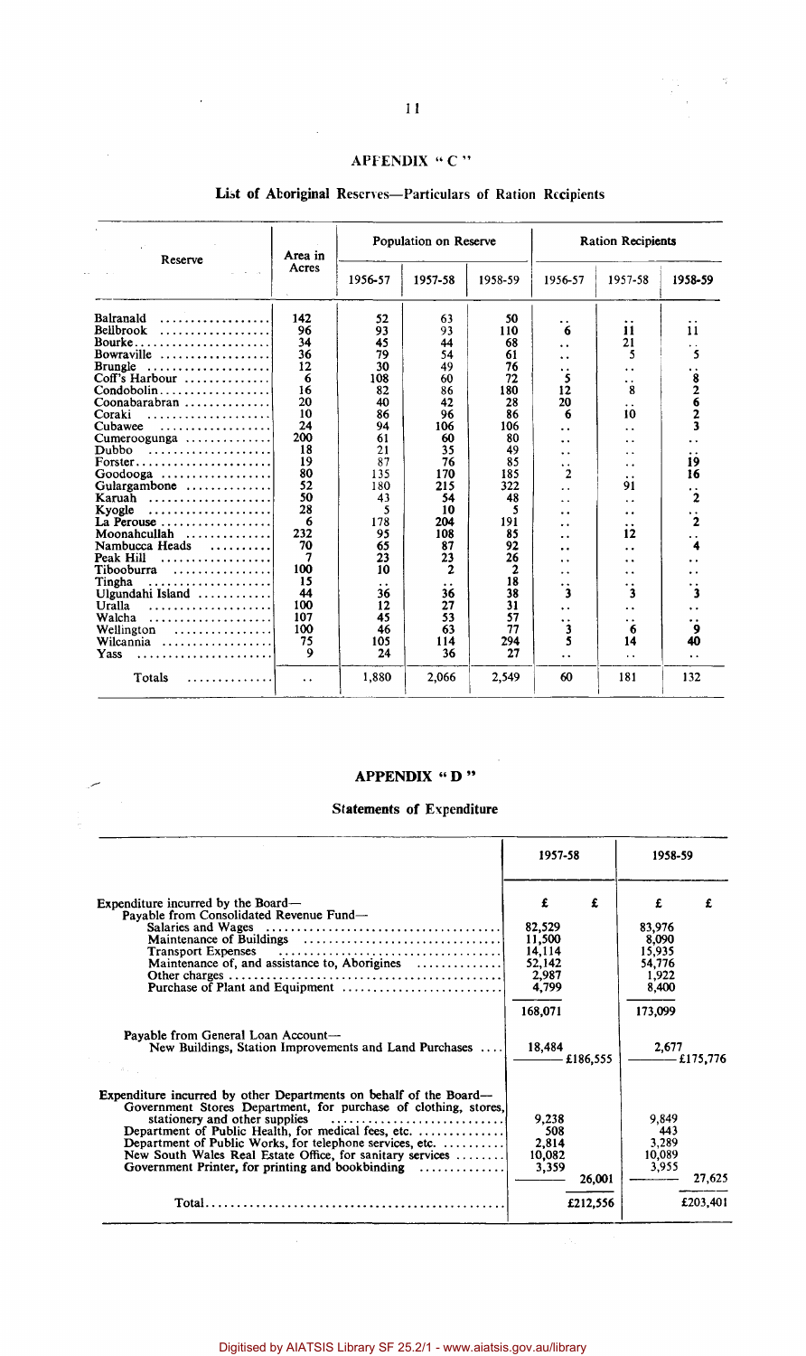## APPENDIX "C"

### List of Aboriginal Reserves—Particulars of Ration Recipients

| Reserve | Area in Acres | Population on Reserve | | | Ration Recipients | | |
|---|---|---|---|---|---|---|---|
| | | 1956-57 | 1957-58 | 1958-59 | 1956-57 | 1957-58 | 1958-59 |
| Balranald | 142 | 52 | 63 | 50 | .. | .. | .. |
| Bellbrook | 96 | 93 | 93 | 110 | 6 | 11 | 11 |
| Bourke | 34 | 45 | 44 | 68 | .. | 21 | .. |
| Bowraville | 36 | 79 | 54 | 61 | .. | 5 | 5 |
| Brungle | 12 | 30 | 49 | 76 | .. | .. | .. |
| Coff's Harbour | 6 | 108 | 60 | 72 | 5 | .. | 8 |
| Condobolin | 16 | 82 | 86 | 180 | 12 | 8 | 2 |
| Coonabarabran | 20 | 40 | 42 | 28 | 20 | .. | 6 |
| Coraki | 10 | 86 | 96 | 86 | 6 | 10 | 2 |
| Cubawee | 24 | 94 | 106 | 106 | .. | .. | 3 |
| Cumeroogunga | 200 | 61 | 60 | 80 | .. | .. | .. |
| Dubbo | 18 | 21 | 35 | 49 | .. | .. | .. |
| Forster | 19 | 87 | 76 | 85 | .. | .. | 19 |
| Goodooga | 80 | 135 | 170 | 185 | 2 | .. | 16 |
| Gulargambone | 52 | 180 | 215 | 322 | .. | 91 | .. |
| Karuah | 50 | 43 | 54 | 48 | .. | .. | 2 |
| Kyogle | 28 | 5 | 10 | 5 | .. | .. | .. |
| La Perouse | 6 | 178 | 204 | 191 | .. | .. | 2 |
| Moonahcullah | 232 | 95 | 108 | 85 | .. | 12 | .. |
| Nambucca Heads | 70 | 65 | 87 | 92 | .. | .. | 4 |
| Peak Hill | 7 | 23 | 23 | 26 | .. | .. | .. |
| Tibooburra | 100 | 10 | 2 | 2 | .. | .. | .. |
| Tingha | 15 | .. | .. | 18 | .. | .. | .. |
| Ulgundahi Island | 44 | 36 | 36 | 38 | 3 | 3 | 3 |
| Uralla | 100 | 12 | 27 | 31 | .. | .. | .. |
| Walcha | 107 | 45 | 53 | 57 | .. | .. | .. |
| Wellington | 100 | 46 | 63 | 77 | 3 | 6 | 9 |
| Wilcannia | 75 | 105 | 114 | 294 | 5 | 14 | 40 |
| Yass | 9 | 24 | 36 | 27 | .. | .. | .. |
| Totals | .. | 1,880 | 2,066 | 2,549 | 60 | 181 | 132 |

## APPENDIX "D"

### Statements of Expenditure

| | 1957-58 | | 1958-59 | |
|---|---|---|---|---|
| | £ | £ | £ | £ |
| Expenditure incurred by the Board— | | | | |
| Payable from Consolidated Revenue Fund— | | | | |
| Salaries and Wages | 82,529 | | 83,976 | |
| Maintenance of Buildings | 11,500 | | 8,090 | |
| Transport Expenses | 14,114 | | 15,935 | |
| Maintenance of, and assistance to, Aborigines | 52,142 | | 54,776 | |
| Other charges | 2,987 | | 1,922 | |
| Purchase of Plant and Equipment | 4,799 | | 8,400 | |
| | 168,071 | | 173,099 | |
| Payable from General Loan Account— | | | | |
| New Buildings, Station Improvements and Land Purchases | 18,484 | £186,555 | 2,677 | £175,776 |
| Expenditure incurred by other Departments on behalf of the Board— | | | | |
| Government Stores Department, for purchase of clothing, stores, stationery and other supplies | 9,238 | | 9,849 | |
| Department of Public Health, for medical fees, etc. | 508 | | 443 | |
| Department of Public Works, for telephone services, etc. | 2,814 | | 3,289 | |
| New South Wales Real Estate Office, for sanitary services | 10,082 | | 10,089 | |
| Government Printer, for printing and bookbinding | 3,359 | 26,001 | 3,955 | 27,625 |
| Total | | £212,556 | | £203,401 |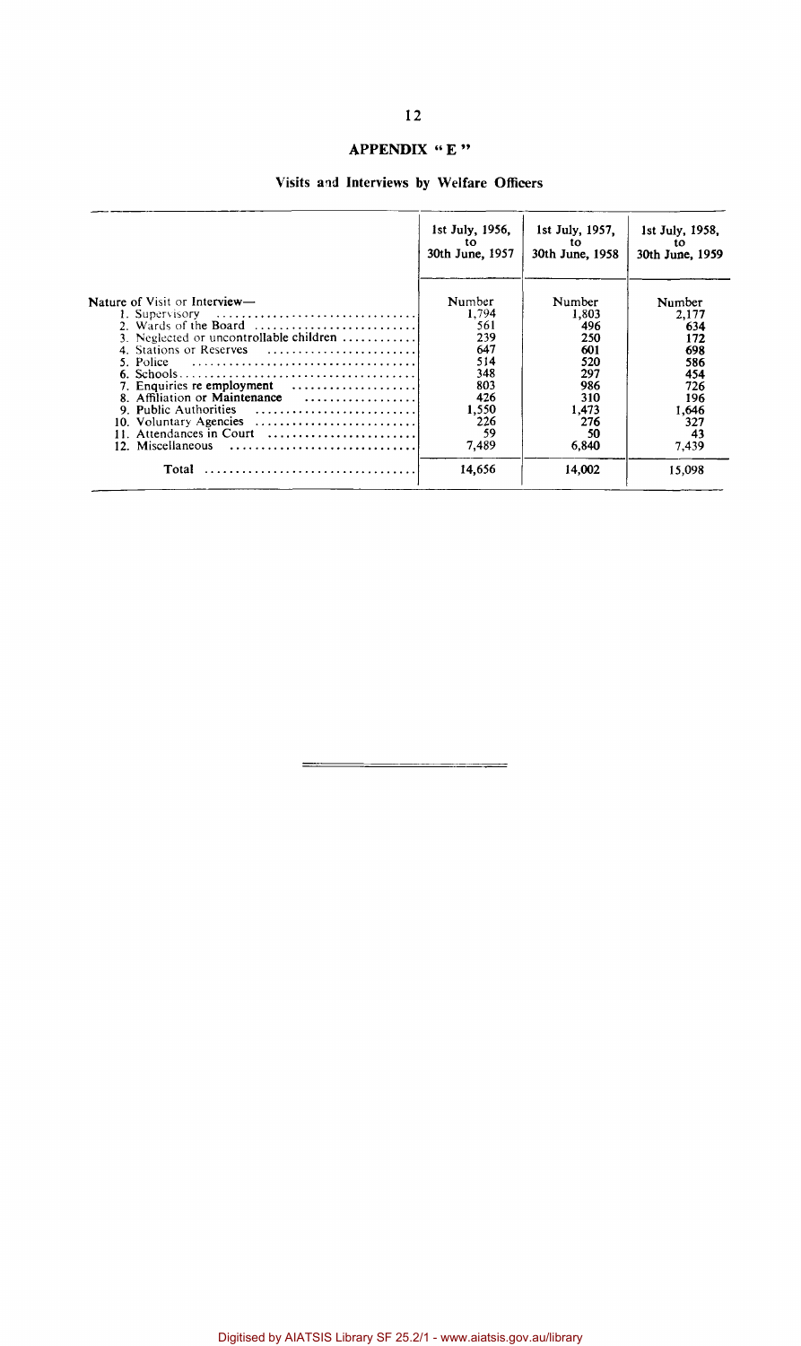## APPENDIX "E"

### Visits and Interviews by Welfare Officers

| | 1st July, 1956, to 30th June, 1957 | 1st July, 1957, to 30th June, 1958 | 1st July, 1958, to 30th June, 1959 |
|---|---|---|---|
| Nature of Visit or Interview— | Number | Number | Number |
| 1. Supervisory | 1,794 | 1,803 | 2,177 |
| 2. Wards of the Board | 561 | 496 | 634 |
| 3. Neglected or uncontrollable children | 239 | 250 | 172 |
| 4. Stations or Reserves | 647 | 601 | 698 |
| 5. Police | 514 | 520 | 586 |
| 6. Schools | 348 | 297 | 454 |
| 7. Enquiries re employment | 803 | 986 | 726 |
| 8. Affiliation or Maintenance | 426 | 310 | 196 |
| 9. Public Authorities | 1,550 | 1,473 | 1,646 |
| 10. Voluntary Agencies | 226 | 276 | 327 |
| 11. Attendances in Court | 59 | 50 | 43 |
| 12. Miscellaneous | 7,489 | 6,840 | 7,439 |
| Total | 14,656 | 14,002 | 15,098 |

Digitised by AIATSIS Library SF 25.2/1 - www.aiatsis.gov.au/library